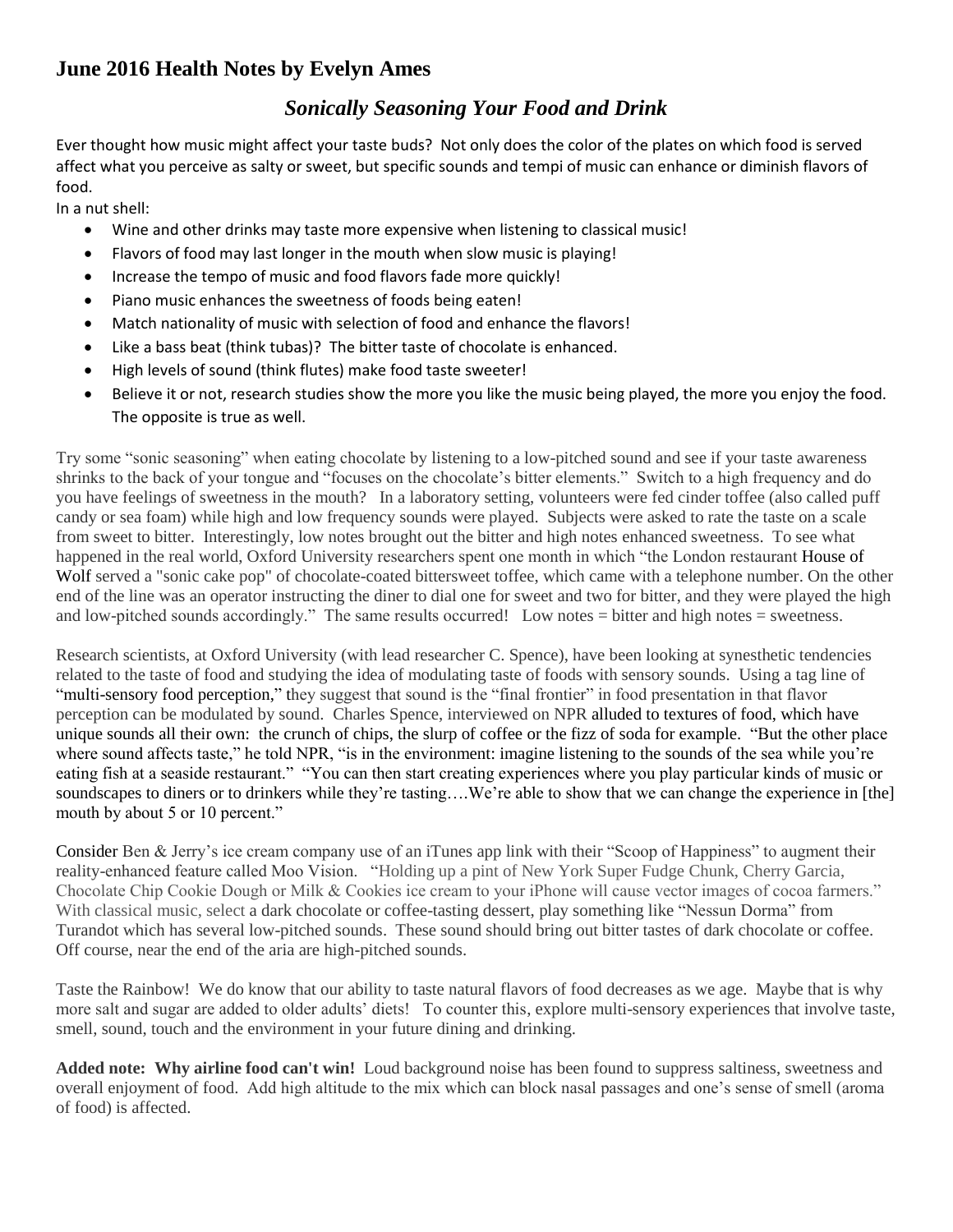## June 2016 Health Notes by Evelyn Ames

### *Sonically Seasoning Your Food and Drink*

Ever thought how music might affect your taste buds? Not only does the color of the plates on which food is served affect what you perceive as salty or sweet, but specific sounds and tempi of music can enhance or diminish flavors of food.

In a nut shell:

- Wine and other drinks may taste more expensive when listening to classical music!
- Flavors of food may last longer in the mouth when slow music is playing!
- Increase the tempo of music and food flavors fade more quickly!
- Piano music enhances the sweetness of foods being eaten!
- Match nationality of music with selection of food and enhance the flavors!
- Like a bass beat (think tubas)? The bitter taste of chocolate is enhanced.
- High levels of sound (think flutes) make food taste sweeter!
- Believe it or not, research studies show the more you like the music being played, the more you enjoy the food. The opposite is true as well.

Try some "sonic seasoning" when eating chocolate by listening to a low-pitched sound and see if your taste awareness shrinks to the back of your tongue and "focuses on the chocolate's bitter elements." Switch to a high frequency and do you have feelings of sweetness in the mouth? In a laboratory setting, volunteers were fed cinder toffee (also called puff candy or sea foam) while high and low frequency sounds were played. Subjects were asked to rate the taste on a scale from sweet to bitter. Interestingly, low notes brought out the bitter and high notes enhanced sweetness. To see what happened in the real world, Oxford University researchers spent one month in which "the London restaurant House of Wolf served a "sonic cake pop" of chocolate-coated bittersweet toffee, which came with a telephone number. On the other end of the line was an operator instructing the diner to dial one for sweet and two for bitter, and they were played the high and low-pitched sounds accordingly." The same results occurred! Low notes = bitter and high notes = sweetness.

Research scientists, at Oxford University (with lead researcher C. Spence), have been looking at synesthetic tendencies related to the taste of food and studying the idea of modulating taste of foods with sensory sounds. Using a tag line of "multi-sensory food perception," they suggest that sound is the "final frontier" in food presentation in that flavor perception can be modulated by sound. Charles Spence, interviewed on NPR alluded to textures of food, which have unique sounds all their own: the crunch of chips, the slurp of coffee or the fizz of soda for example. "But the other place where sound affects taste," he told NPR, "is in the environment: imagine listening to the sounds of the sea while you're eating fish at a seaside restaurant." "You can then start creating experiences where you play particular kinds of music or soundscapes to diners or to drinkers while they're tasting….We're able to show that we can change the experience in [the] mouth by about 5 or 10 percent."

Consider Ben & Jerry's ice cream company use of an iTunes app link with their "Scoop of Happiness" to augment their reality-enhanced feature called Moo Vision. "Holding up a pint of New York Super Fudge Chunk, Cherry Garcia, Chocolate Chip Cookie Dough or Milk & Cookies ice cream to your iPhone will cause vector images of cocoa farmers." With classical music, select a dark chocolate or coffee-tasting dessert, play something like "Nessun Dorma" from Turandot which has several low-pitched sounds. These sound should bring out bitter tastes of dark chocolate or coffee. Off course, near the end of the aria are high-pitched sounds.

Taste the Rainbow! We do know that our ability to taste natural flavors of food decreases as we age. Maybe that is why more salt and sugar are added to older adults' diets! To counter this, explore multi-sensory experiences that involve taste, smell, sound, touch and the environment in your future dining and drinking.

**Added note: Why airline food can't win!** Loud background noise has been found to suppress saltiness, sweetness and overall enjoyment of food. Add high altitude to the mix which can block nasal passages and one's sense of smell (aroma of food) is affected.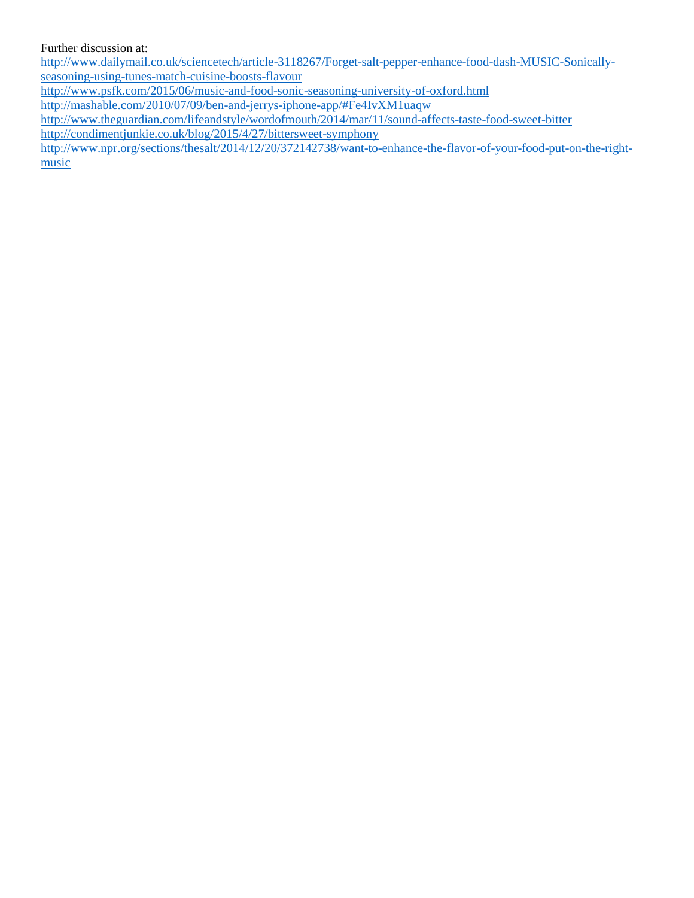Further discussion at:
http://www.dailymail.co.uk/sciencetech/article-3118267/Forget-salt-pepper-enhance-food-dash-MUSIC-Sonically-seasoning-using-tunes-match-cuisine-boosts-flavour
http://www.psfk.com/2015/06/music-and-food-sonic-seasoning-university-of-oxford.html
http://mashable.com/2010/07/09/ben-and-jerrys-iphone-app/#Fe4IvXM1uaqw
http://www.theguardian.com/lifeandstyle/wordofmouth/2014/mar/11/sound-affects-taste-food-sweet-bitter
http://condimentjunkie.co.uk/blog/2015/4/27/bittersweet-symphony
http://www.npr.org/sections/thesalt/2014/12/20/372142738/want-to-enhance-the-flavor-of-your-food-put-on-the-right-music